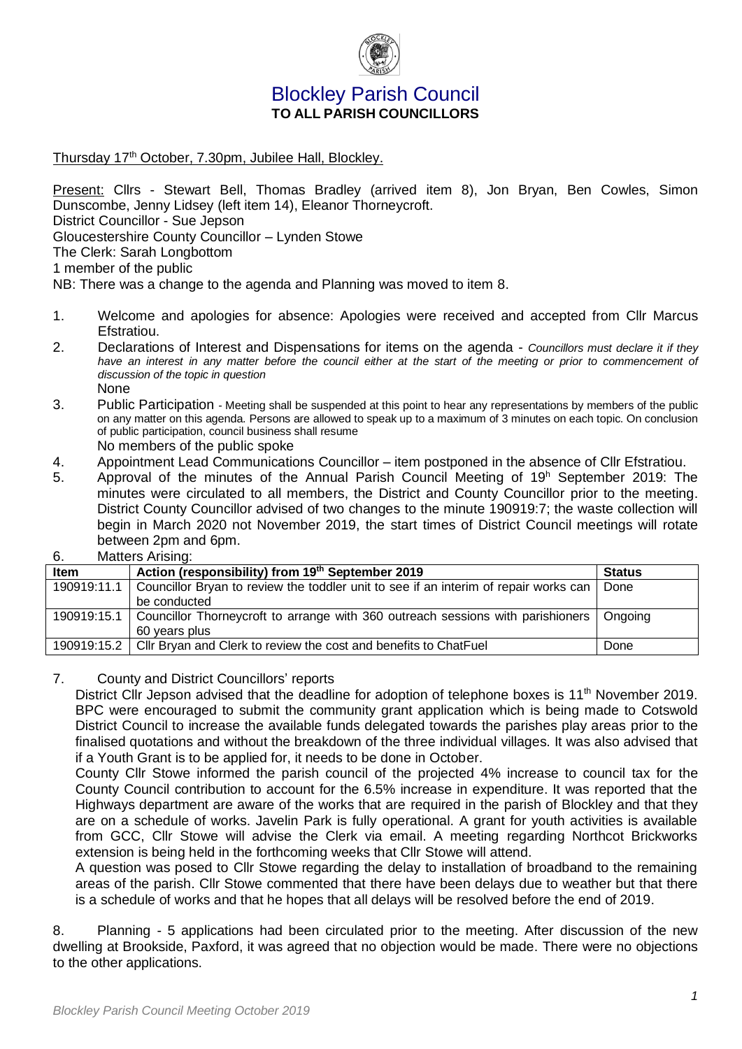# Blockley Parish Council
**TO ALL PARISH COUNCILLORS**

Thursday 17th October, 7.30pm, Jubilee Hall, Blockley.

Present: Cllrs - Stewart Bell, Thomas Bradley (arrived item 8), Jon Bryan, Ben Cowles, Simon Dunscombe, Jenny Lidsey (left item 14), Eleanor Thorneycroft.
District Councillor - Sue Jepson
Gloucestershire County Councillor – Lynden Stowe
The Clerk: Sarah Longbottom
1 member of the public
NB: There was a change to the agenda and Planning was moved to item 8.

1. Welcome and apologies for absence: Apologies were received and accepted from Cllr Marcus Efstratiou.
2. Declarations of Interest and Dispensations for items on the agenda - *Councillors must declare it if they have an interest in any matter before the council either at the start of the meeting or prior to commencement of discussion of the topic in question*
   None
3. Public Participation - Meeting shall be suspended at this point to hear any representations by members of the public on any matter on this agenda. Persons are allowed to speak up to a maximum of 3 minutes on each topic. On conclusion of public participation, council business shall resume
   No members of the public spoke
4. Appointment Lead Communications Councillor – item postponed in the absence of Cllr Efstratiou.
5. Approval of the minutes of the Annual Parish Council Meeting of 19h September 2019: The minutes were circulated to all members, the District and County Councillor prior to the meeting. District County Councillor advised of two changes to the minute 190919:7; the waste collection will begin in March 2020 not November 2019, the start times of District Council meetings will rotate between 2pm and 6pm.
6. Matters Arising:

| Item | Action (responsibility) from 19th September 2019 | Status |
|---|---|---|
| 190919:11.1 | Councillor Bryan to review the toddler unit to see if an interim of repair works can be conducted | Done |
| 190919:15.1 | Councillor Thorneycroft to arrange with 360 outreach sessions with parishioners 60 years plus | Ongoing |
| 190919:15.2 | Cllr Bryan and Clerk to review the cost and benefits to ChatFuel | Done |

7. County and District Councillors' reports

District Cllr Jepson advised that the deadline for adoption of telephone boxes is 11th November 2019. BPC were encouraged to submit the community grant application which is being made to Cotswold District Council to increase the available funds delegated towards the parishes play areas prior to the finalised quotations and without the breakdown of the three individual villages. It was also advised that if a Youth Grant is to be applied for, it needs to be done in October.

County Cllr Stowe informed the parish council of the projected 4% increase to council tax for the County Council contribution to account for the 6.5% increase in expenditure. It was reported that the Highways department are aware of the works that are required in the parish of Blockley and that they are on a schedule of works. Javelin Park is fully operational. A grant for youth activities is available from GCC, Cllr Stowe will advise the Clerk via email. A meeting regarding Northcot Brickworks extension is being held in the forthcoming weeks that Cllr Stowe will attend.

A question was posed to Cllr Stowe regarding the delay to installation of broadband to the remaining areas of the parish. Cllr Stowe commented that there have been delays due to weather but that there is a schedule of works and that he hopes that all delays will be resolved before the end of 2019.

8. Planning - 5 applications had been circulated prior to the meeting. After discussion of the new dwelling at Brookside, Paxford, it was agreed that no objection would be made. There were no objections to the other applications.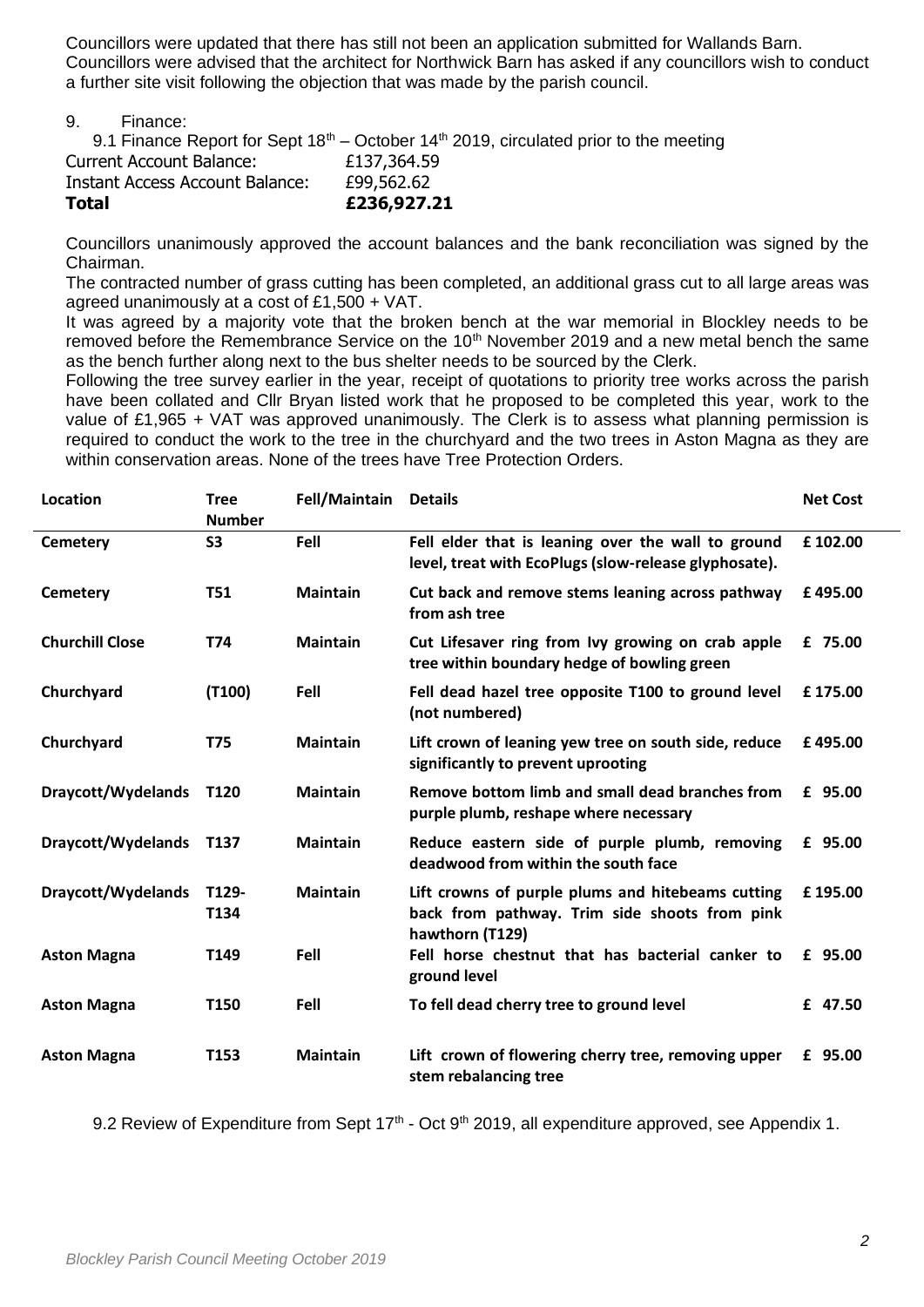Councillors were updated that there has still not been an application submitted for Wallands Barn. Councillors were advised that the architect for Northwick Barn has asked if any councillors wish to conduct a further site visit following the objection that was made by the parish council.

9. Finance:

9.1 Finance Report for Sept 18th – October 14th 2019, circulated prior to the meeting

| | |
|---|---|
| Current Account Balance: | £137,364.59 |
| Instant Access Account Balance: | £99,562.62 |
| **Total** | **£236,927.21** |

Councillors unanimously approved the account balances and the bank reconciliation was signed by the Chairman.

The contracted number of grass cutting has been completed, an additional grass cut to all large areas was agreed unanimously at a cost of £1,500 + VAT.

It was agreed by a majority vote that the broken bench at the war memorial in Blockley needs to be removed before the Remembrance Service on the 10th November 2019 and a new metal bench the same as the bench further along next to the bus shelter needs to be sourced by the Clerk.

Following the tree survey earlier in the year, receipt of quotations to priority tree works across the parish have been collated and Cllr Bryan listed work that he proposed to be completed this year, work to the value of £1,965 + VAT was approved unanimously. The Clerk is to assess what planning permission is required to conduct the work to the tree in the churchyard and the two trees in Aston Magna as they are within conservation areas. None of the trees have Tree Protection Orders.

| Location | Tree Number | Fell/Maintain | Details | Net Cost |
|---|---|---|---|---|
| **Cemetery** | **S3** | **Fell** | **Fell elder that is leaning over the wall to ground level, treat with EcoPlugs (slow-release glyphosate).** | **£ 102.00** |
| **Cemetery** | **T51** | **Maintain** | **Cut back and remove stems leaning across pathway from ash tree** | **£ 495.00** |
| **Churchill Close** | **T74** | **Maintain** | **Cut Lifesaver ring from Ivy growing on crab apple tree within boundary hedge of bowling green** | **£ 75.00** |
| **Churchyard** | **(T100)** | **Fell** | **Fell dead hazel tree opposite T100 to ground level (not numbered)** | **£ 175.00** |
| **Churchyard** | **T75** | **Maintain** | **Lift crown of leaning yew tree on south side, reduce significantly to prevent uprooting** | **£ 495.00** |
| **Draycott/Wydelands** | **T120** | **Maintain** | **Remove bottom limb and small dead branches from purple plumb, reshape where necessary** | **£ 95.00** |
| **Draycott/Wydelands** | **T137** | **Maintain** | **Reduce eastern side of purple plumb, removing deadwood from within the south face** | **£ 95.00** |
| **Draycott/Wydelands** | **T129-T134** | **Maintain** | **Lift crowns of purple plums and hitebeams cutting back from pathway. Trim side shoots from pink hawthorn (T129)** | **£ 195.00** |
| **Aston Magna** | **T149** | **Fell** | **Fell horse chestnut that has bacterial canker to ground level** | **£ 95.00** |
| **Aston Magna** | **T150** | **Fell** | **To fell dead cherry tree to ground level** | **£ 47.50** |
| **Aston Magna** | **T153** | **Maintain** | **Lift crown of flowering cherry tree, removing upper stem rebalancing tree** | **£ 95.00** |

9.2 Review of Expenditure from Sept 17th - Oct 9th 2019, all expenditure approved, see Appendix 1.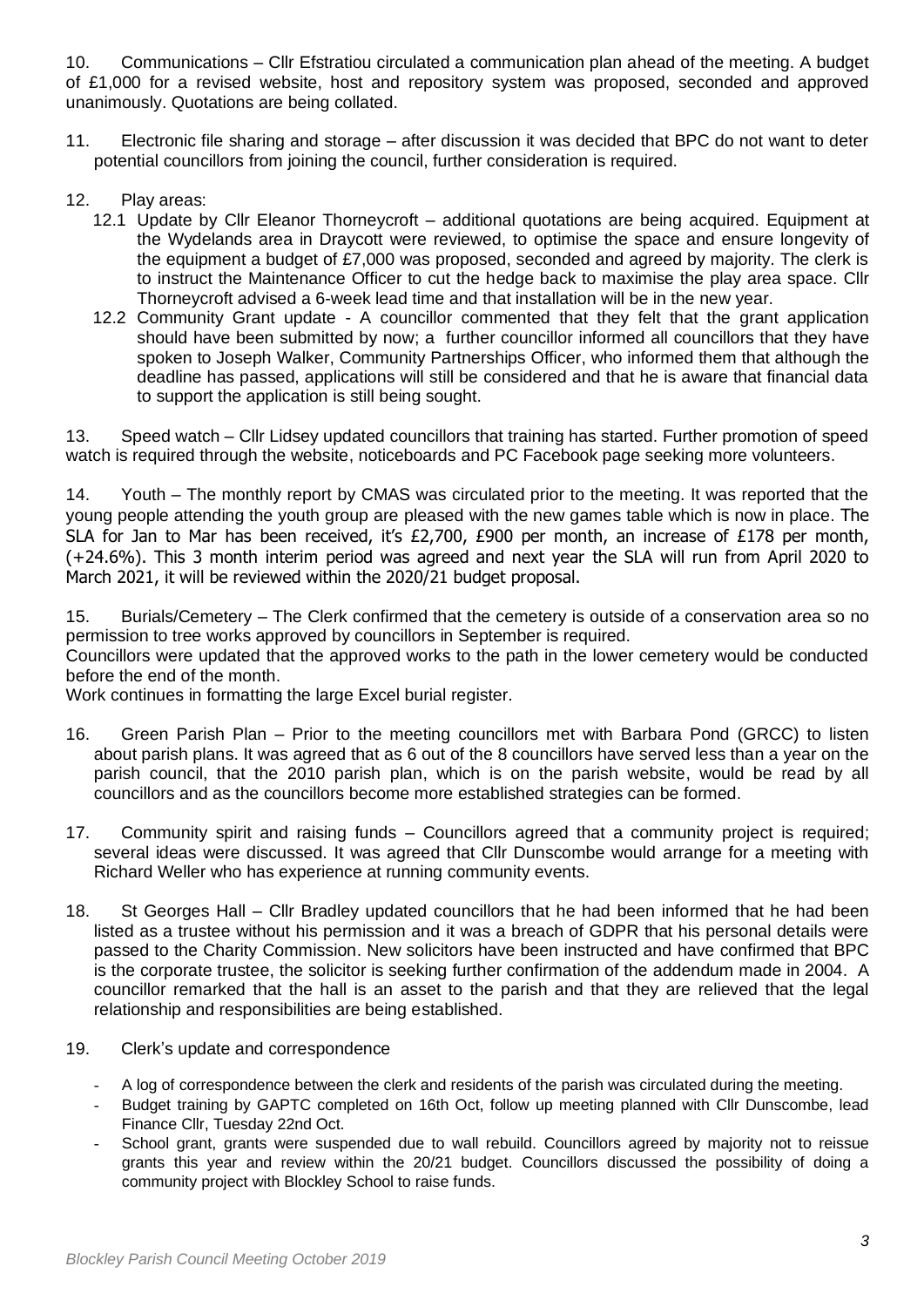10. Communications – Cllr Efstratiou circulated a communication plan ahead of the meeting. A budget of £1,000 for a revised website, host and repository system was proposed, seconded and approved unanimously. Quotations are being collated.

11. Electronic file sharing and storage – after discussion it was decided that BPC do not want to deter potential councillors from joining the council, further consideration is required.

12. Play areas:
    - 12.1 Update by Cllr Eleanor Thorneycroft – additional quotations are being acquired. Equipment at the Wydelands area in Draycott were reviewed, to optimise the space and ensure longevity of the equipment a budget of £7,000 was proposed, seconded and agreed by majority. The clerk is to instruct the Maintenance Officer to cut the hedge back to maximise the play area space. Cllr Thorneycroft advised a 6-week lead time and that installation will be in the new year.
    - 12.2 Community Grant update - A councillor commented that they felt that the grant application should have been submitted by now; a further councillor informed all councillors that they have spoken to Joseph Walker, Community Partnerships Officer, who informed them that although the deadline has passed, applications will still be considered and that he is aware that financial data to support the application is still being sought.

13. Speed watch – Cllr Lidsey updated councillors that training has started. Further promotion of speed watch is required through the website, noticeboards and PC Facebook page seeking more volunteers.

14. Youth – The monthly report by CMAS was circulated prior to the meeting. It was reported that the young people attending the youth group are pleased with the new games table which is now in place. The SLA for Jan to Mar has been received, it's £2,700, £900 per month, an increase of £178 per month, (+24.6%). This 3 month interim period was agreed and next year the SLA will run from April 2020 to March 2021, it will be reviewed within the 2020/21 budget proposal.

15. Burials/Cemetery – The Clerk confirmed that the cemetery is outside of a conservation area so no permission to tree works approved by councillors in September is required.
Councillors were updated that the approved works to the path in the lower cemetery would be conducted before the end of the month.
Work continues in formatting the large Excel burial register.

16. Green Parish Plan – Prior to the meeting councillors met with Barbara Pond (GRCC) to listen about parish plans. It was agreed that as 6 out of the 8 councillors have served less than a year on the parish council, that the 2010 parish plan, which is on the parish website, would be read by all councillors and as the councillors become more established strategies can be formed.

17. Community spirit and raising funds – Councillors agreed that a community project is required; several ideas were discussed. It was agreed that Cllr Dunscombe would arrange for a meeting with Richard Weller who has experience at running community events.

18. St Georges Hall – Cllr Bradley updated councillors that he had been informed that he had been listed as a trustee without his permission and it was a breach of GDPR that his personal details were passed to the Charity Commission. New solicitors have been instructed and have confirmed that BPC is the corporate trustee, the solicitor is seeking further confirmation of the addendum made in 2004. A councillor remarked that the hall is an asset to the parish and that they are relieved that the legal relationship and responsibilities are being established.

19. Clerk's update and correspondence

    - A log of correspondence between the clerk and residents of the parish was circulated during the meeting.
    - Budget training by GAPTC completed on 16th Oct, follow up meeting planned with Cllr Dunscombe, lead Finance Cllr, Tuesday 22nd Oct.
    - School grant, grants were suspended due to wall rebuild. Councillors agreed by majority not to reissue grants this year and review within the 20/21 budget. Councillors discussed the possibility of doing a community project with Blockley School to raise funds.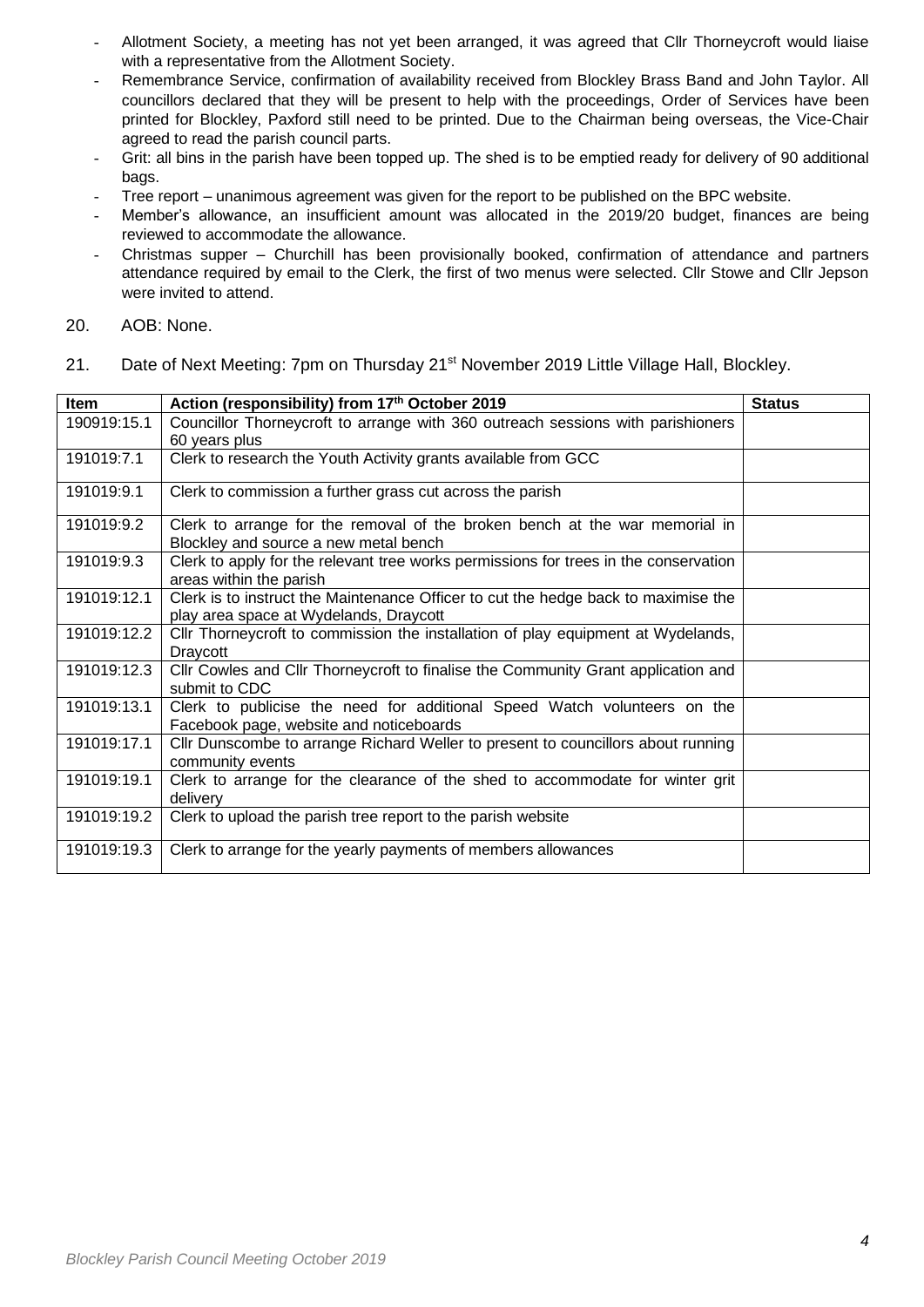- Allotment Society, a meeting has not yet been arranged, it was agreed that Cllr Thorneycroft would liaise with a representative from the Allotment Society.
- Remembrance Service, confirmation of availability received from Blockley Brass Band and John Taylor. All councillors declared that they will be present to help with the proceedings, Order of Services have been printed for Blockley, Paxford still need to be printed. Due to the Chairman being overseas, the Vice-Chair agreed to read the parish council parts.
- Grit: all bins in the parish have been topped up. The shed is to be emptied ready for delivery of 90 additional bags.
- Tree report – unanimous agreement was given for the report to be published on the BPC website.
- Member's allowance, an insufficient amount was allocated in the 2019/20 budget, finances are being reviewed to accommodate the allowance.
- Christmas supper – Churchill has been provisionally booked, confirmation of attendance and partners attendance required by email to the Clerk, the first of two menus were selected. Cllr Stowe and Cllr Jepson were invited to attend.

20. AOB: None.

21. Date of Next Meeting: 7pm on Thursday 21st November 2019 Little Village Hall, Blockley.

| Item | Action (responsibility) from 17th October 2019 | Status |
|---|---|---|
| 190919:15.1 | Councillor Thorneycroft to arrange with 360 outreach sessions with parishioners 60 years plus | |
| 191019:7.1 | Clerk to research the Youth Activity grants available from GCC | |
| 191019:9.1 | Clerk to commission a further grass cut across the parish | |
| 191019:9.2 | Clerk to arrange for the removal of the broken bench at the war memorial in Blockley and source a new metal bench | |
| 191019:9.3 | Clerk to apply for the relevant tree works permissions for trees in the conservation areas within the parish | |
| 191019:12.1 | Clerk is to instruct the Maintenance Officer to cut the hedge back to maximise the play area space at Wydelands, Draycott | |
| 191019:12.2 | Cllr Thorneycroft to commission the installation of play equipment at Wydelands, Draycott | |
| 191019:12.3 | Cllr Cowles and Cllr Thorneycroft to finalise the Community Grant application and submit to CDC | |
| 191019:13.1 | Clerk to publicise the need for additional Speed Watch volunteers on the Facebook page, website and noticeboards | |
| 191019:17.1 | Cllr Dunscombe to arrange Richard Weller to present to councillors about running community events | |
| 191019:19.1 | Clerk to arrange for the clearance of the shed to accommodate for winter grit delivery | |
| 191019:19.2 | Clerk to upload the parish tree report to the parish website | |
| 191019:19.3 | Clerk to arrange for the yearly payments of members allowances | |